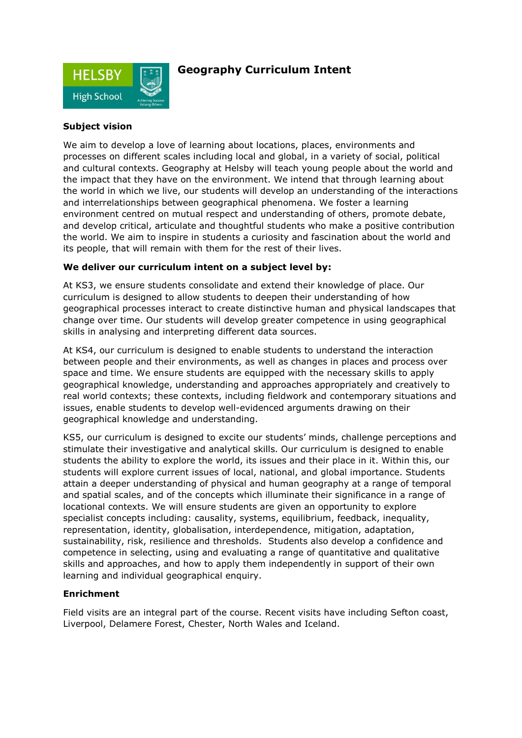# Geography Curriculum Intent

### Subject vision

We aim to develop a love of learning about locations, places, environments and processes on different scales including local and global, in a variety of social, political and cultural contexts. Geography at Helsby will teach young people about the world and the impact that they have on the environment. We intend that through learning about the world in which we live, our students will develop an understanding of the interactions and interrelationships between geographical phenomena. We foster a learning environment centred on mutual respect and understanding of others, promote debate, and develop critical, articulate and thoughtful students who make a positive contribution the world. We aim to inspire in students a curiosity and fascination about the world and its people, that will remain with them for the rest of their lives.

### We deliver our curriculum intent on a subject level by:

At KS3, we ensure students consolidate and extend their knowledge of place. Our curriculum is designed to allow students to deepen their understanding of how geographical processes interact to create distinctive human and physical landscapes that change over time. Our students will develop greater competence in using geographical skills in analysing and interpreting different data sources.

At KS4, our curriculum is designed to enable students to understand the interaction between people and their environments, as well as changes in places and process over space and time. We ensure students are equipped with the necessary skills to apply geographical knowledge, understanding and approaches appropriately and creatively to real world contexts; these contexts, including fieldwork and contemporary situations and issues, enable students to develop well-evidenced arguments drawing on their geographical knowledge and understanding.

KS5, our curriculum is designed to excite our students' minds, challenge perceptions and stimulate their investigative and analytical skills. Our curriculum is designed to enable students the ability to explore the world, its issues and their place in it. Within this, our students will explore current issues of local, national, and global importance. Students attain a deeper understanding of physical and human geography at a range of temporal and spatial scales, and of the concepts which illuminate their significance in a range of locational contexts. We will ensure students are given an opportunity to explore specialist concepts including: causality, systems, equilibrium, feedback, inequality, representation, identity, globalisation, interdependence, mitigation, adaptation, sustainability, risk, resilience and thresholds. Students also develop a confidence and competence in selecting, using and evaluating a range of quantitative and qualitative skills and approaches, and how to apply them independently in support of their own learning and individual geographical enquiry.

### Enrichment

Field visits are an integral part of the course. Recent visits have including Sefton coast, Liverpool, Delamere Forest, Chester, North Wales and Iceland.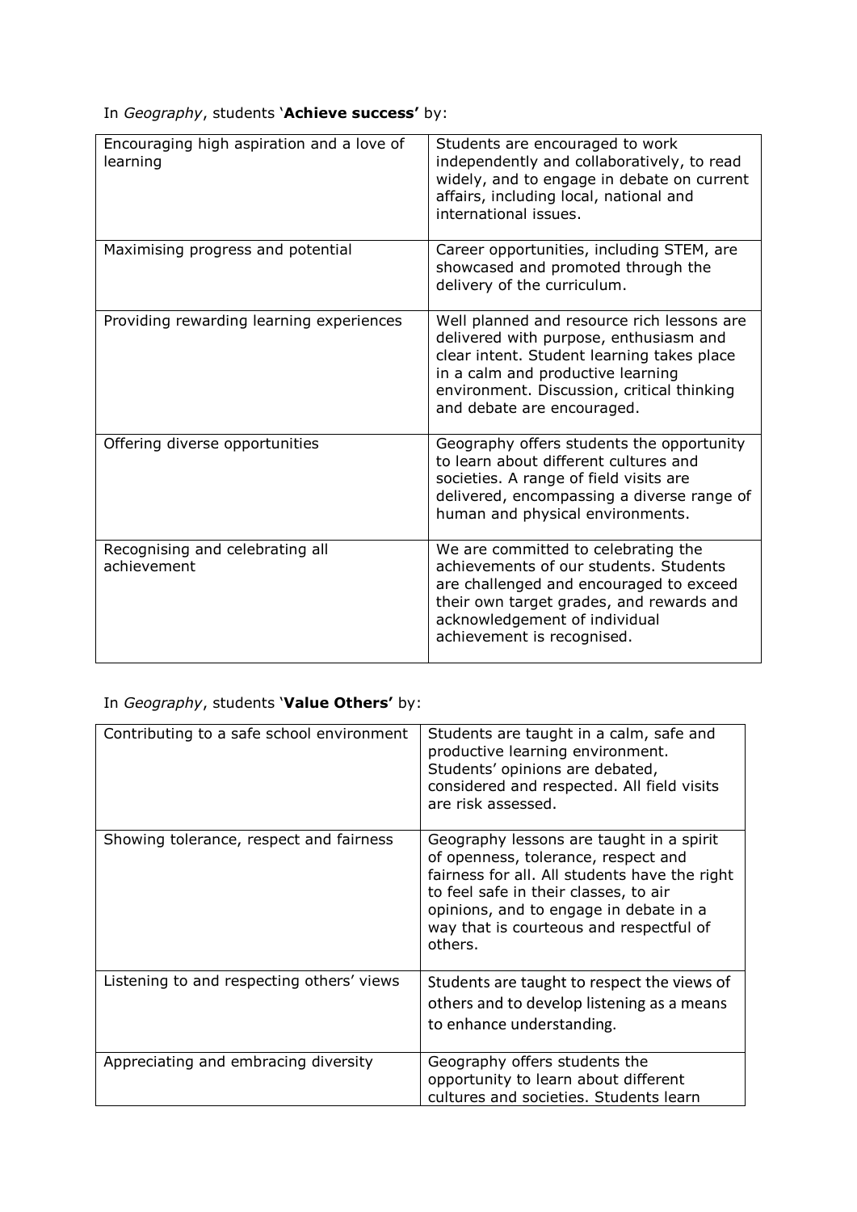In *Geography*, students '**Achieve success**' by:

| Encouraging high aspiration and a love of learning | Students are encouraged to work independently and collaboratively, to read widely, and to engage in debate on current affairs, including local, national and international issues. |
|---|---|
| Maximising progress and potential | Career opportunities, including STEM, are showcased and promoted through the delivery of the curriculum. |
| Providing rewarding learning experiences | Well planned and resource rich lessons are delivered with purpose, enthusiasm and clear intent. Student learning takes place in a calm and productive learning environment. Discussion, critical thinking and debate are encouraged. |
| Offering diverse opportunities | Geography offers students the opportunity to learn about different cultures and societies. A range of field visits are delivered, encompassing a diverse range of human and physical environments. |
| Recognising and celebrating all achievement | We are committed to celebrating the achievements of our students. Students are challenged and encouraged to exceed their own target grades, and rewards and acknowledgement of individual achievement is recognised. |

In *Geography*, students '**Value Others**' by:

| Contributing to a safe school environment | Students are taught in a calm, safe and productive learning environment. Students' opinions are debated, considered and respected. All field visits are risk assessed. |
|---|---|
| Showing tolerance, respect and fairness | Geography lessons are taught in a spirit of openness, tolerance, respect and fairness for all. All students have the right to feel safe in their classes, to air opinions, and to engage in debate in a way that is courteous and respectful of others. |
| Listening to and respecting others' views | Students are taught to respect the views of others and to develop listening as a means to enhance understanding. |
| Appreciating and embracing diversity | Geography offers students the opportunity to learn about different cultures and societies. Students learn |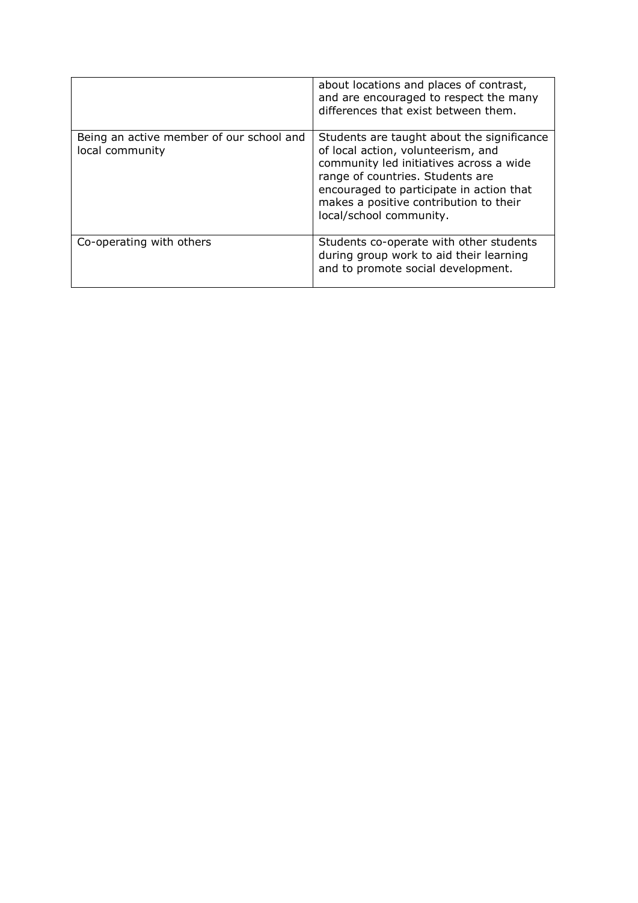| | |
|---|---|
| | about locations and places of contrast, and are encouraged to respect the many differences that exist between them. |
| Being an active member of our school and local community | Students are taught about the significance of local action, volunteerism, and community led initiatives across a wide range of countries. Students are encouraged to participate in action that makes a positive contribution to their local/school community. |
| Co-operating with others | Students co-operate with other students during group work to aid their learning and to promote social development. |